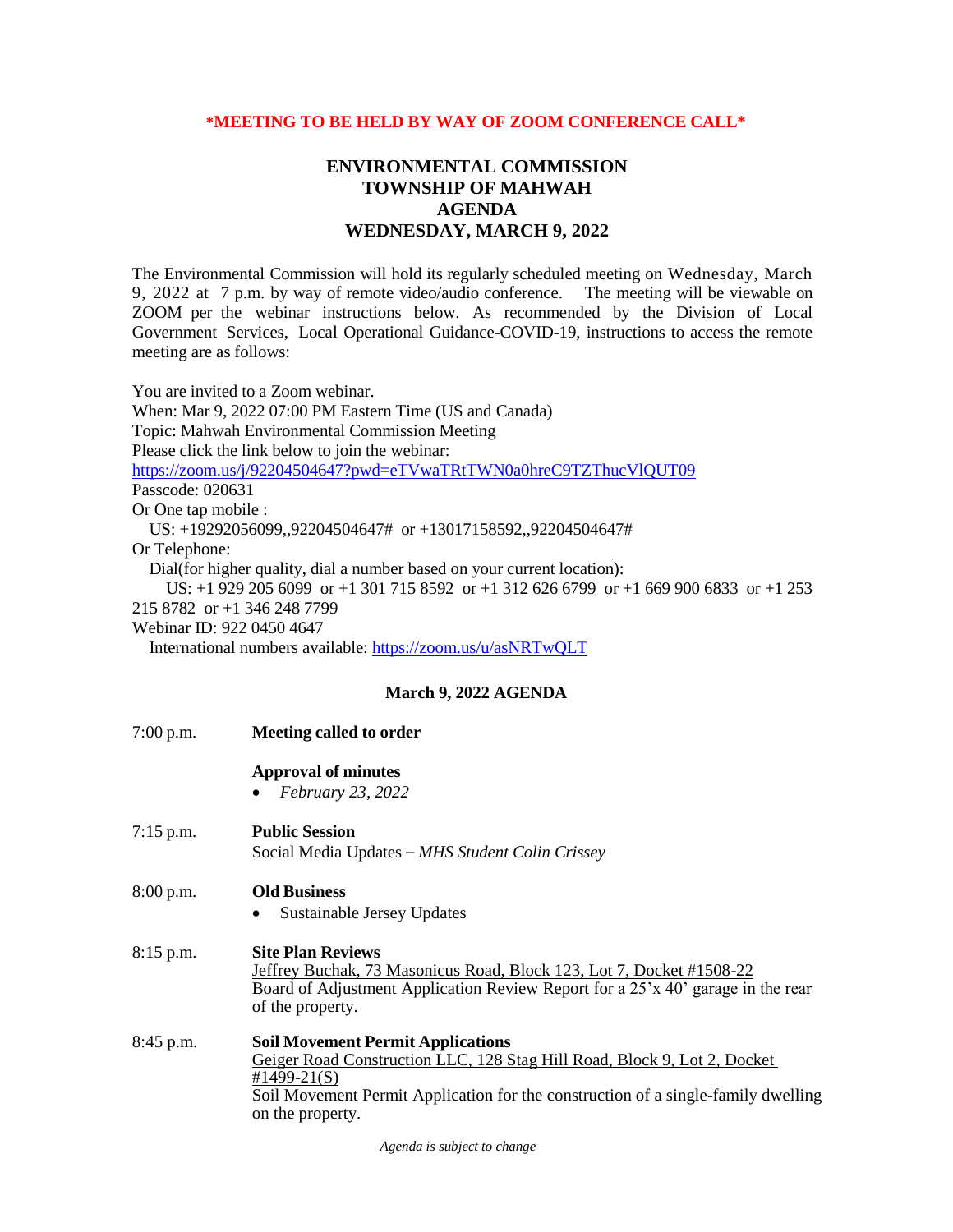***MEETING TO BE HELD BY WAY OF ZOOM CONFERENCE CALL***

# ENVIRONMENTAL COMMISSION
# TOWNSHIP OF MAHWAH
# AGENDA
# WEDNESDAY, MARCH 9, 2022

The Environmental Commission will hold its regularly scheduled meeting on Wednesday, March 9, 2022 at 7 p.m. by way of remote video/audio conference. The meeting will be viewable on ZOOM per the webinar instructions below. As recommended by the Division of Local Government Services, Local Operational Guidance-COVID-19, instructions to access the remote meeting are as follows:

You are invited to a Zoom webinar.
When: Mar 9, 2022 07:00 PM Eastern Time (US and Canada)
Topic: Mahwah Environmental Commission Meeting
Please click the link below to join the webinar:
https://zoom.us/j/92204504647?pwd=eTVwaTRtTWN0a0hreC9TZThucVlQUT09
Passcode: 020631
Or One tap mobile :
US: +19292056099,,92204504647# or +13017158592,,92204504647#
Or Telephone:
Dial(for higher quality, dial a number based on your current location):
US: +1 929 205 6099 or +1 301 715 8592 or +1 312 626 6799 or +1 669 900 6833 or +1 253 215 8782 or +1 346 248 7799
Webinar ID: 922 0450 4647
International numbers available: https://zoom.us/u/asNRTwQLT

## March 9, 2022 AGENDA

7:00 p.m. **Meeting called to order**

**Approval of minutes**
- *February 23, 2022*

7:15 p.m. **Public Session**
Social Media Updates – *MHS Student Colin Crissey*

8:00 p.m. **Old Business**
- Sustainable Jersey Updates

8:15 p.m. **Site Plan Reviews**
Jeffrey Buchak, 73 Masonicus Road, Block 123, Lot 7, Docket #1508-22
Board of Adjustment Application Review Report for a 25'x 40' garage in the rear of the property.

8:45 p.m. **Soil Movement Permit Applications**
Geiger Road Construction LLC, 128 Stag Hill Road, Block 9, Lot 2, Docket #1499-21(S)
Soil Movement Permit Application for the construction of a single-family dwelling on the property.

*Agenda is subject to change*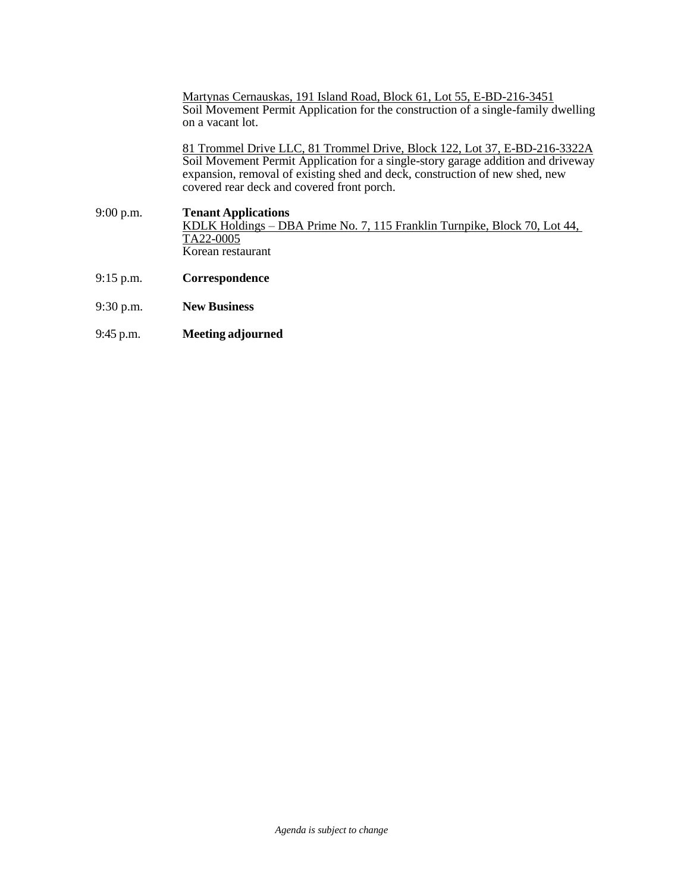Martynas Cernauskas, 191 Island Road, Block 61, Lot 55, E-BD-216-3451
Soil Movement Permit Application for the construction of a single-family dwelling on a vacant lot.

81 Trommel Drive LLC, 81 Trommel Drive, Block 122, Lot 37, E-BD-216-3322A
Soil Movement Permit Application for a single-story garage addition and driveway expansion, removal of existing shed and deck, construction of new shed, new covered rear deck and covered front porch.

9:00 p.m. **Tenant Applications**
KDLK Holdings – DBA Prime No. 7, 115 Franklin Turnpike, Block 70, Lot 44, TA22-0005
Korean restaurant

9:15 p.m. **Correspondence**

9:30 p.m. **New Business**

9:45 p.m. **Meeting adjourned**

*Agenda is subject to change*